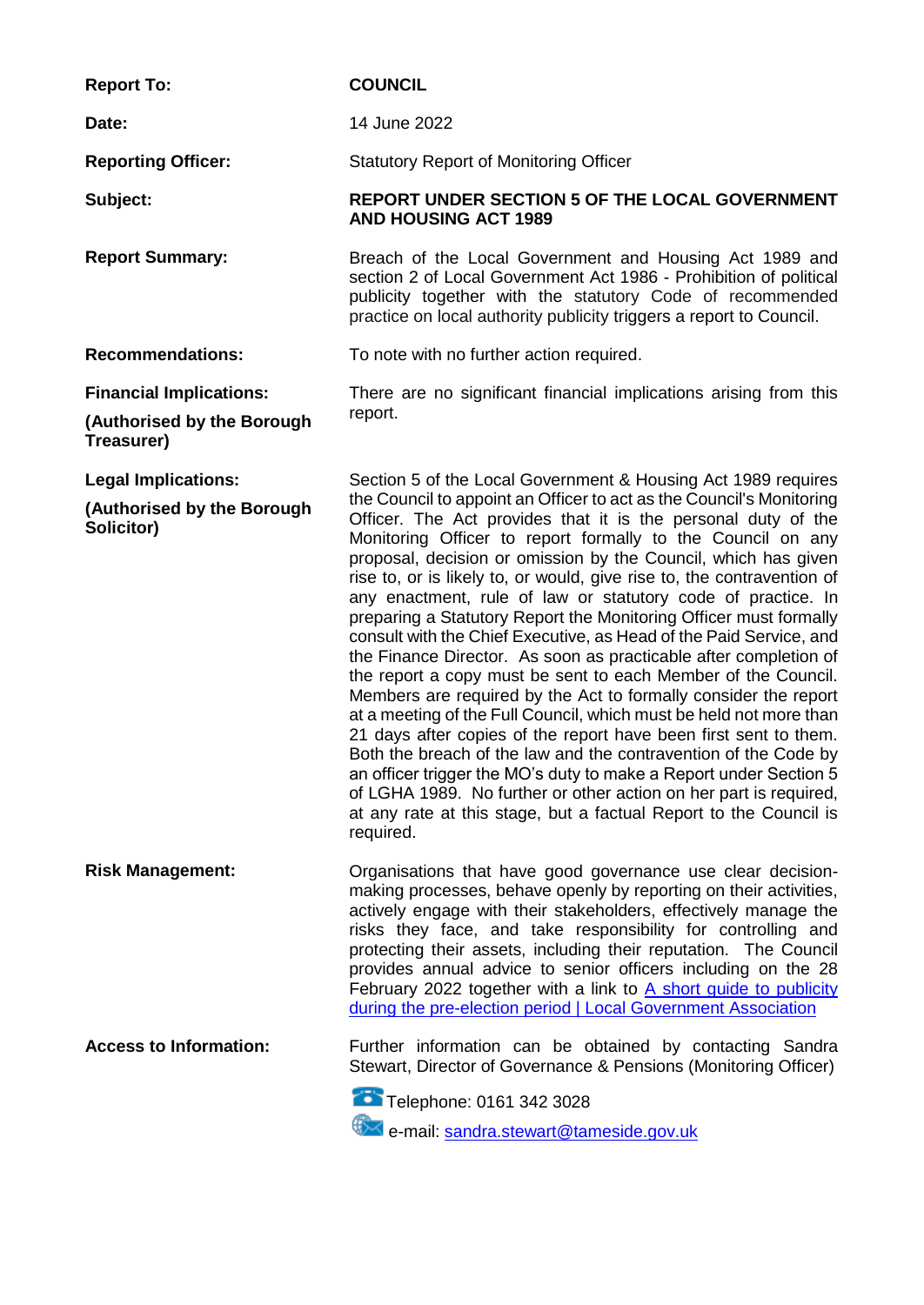| | |
|---|---|
| **Report To:** | **COUNCIL** |
| **Date:** | 14 June 2022 |
| **Reporting Officer:** | Statutory Report of Monitoring Officer |
| **Subject:** | **REPORT UNDER SECTION 5 OF THE LOCAL GOVERNMENT AND HOUSING ACT 1989** |
| **Report Summary:** | Breach of the Local Government and Housing Act 1989 and section 2 of Local Government Act 1986 - Prohibition of political publicity together with the statutory Code of recommended practice on local authority publicity triggers a report to Council. |
| **Recommendations:** | To note with no further action required. |
| **Financial Implications:** **(Authorised by the Borough Treasurer)** | There are no significant financial implications arising from this report. |
| **Legal Implications:** **(Authorised by the Borough Solicitor)** | Section 5 of the Local Government & Housing Act 1989 requires the Council to appoint an Officer to act as the Council's Monitoring Officer. The Act provides that it is the personal duty of the Monitoring Officer to report formally to the Council on any proposal, decision or omission by the Council, which has given rise to, or is likely to, or would, give rise to, the contravention of any enactment, rule of law or statutory code of practice. In preparing a Statutory Report the Monitoring Officer must formally consult with the Chief Executive, as Head of the Paid Service, and the Finance Director. As soon as practicable after completion of the report a copy must be sent to each Member of the Council. Members are required by the Act to formally consider the report at a meeting of the Full Council, which must be held not more than 21 days after copies of the report have been first sent to them. Both the breach of the law and the contravention of the Code by an officer trigger the MO's duty to make a Report under Section 5 of LGHA 1989. No further or other action on her part is required, at any rate at this stage, but a factual Report to the Council is required. |
| **Risk Management:** | Organisations that have good governance use clear decision-making processes, behave openly by reporting on their activities, actively engage with their stakeholders, effectively manage the risks they face, and take responsibility for controlling and protecting their assets, including their reputation. The Council provides annual advice to senior officers including on the 28 February 2022 together with a link to [A short guide to publicity during the pre-election period \| Local Government Association]() |
| **Access to Information:** | Further information can be obtained by contacting Sandra Stewart, Director of Governance & Pensions (Monitoring Officer)<br><br>Telephone: 0161 342 3028<br><br>e-mail: sandra.stewart@tameside.gov.uk |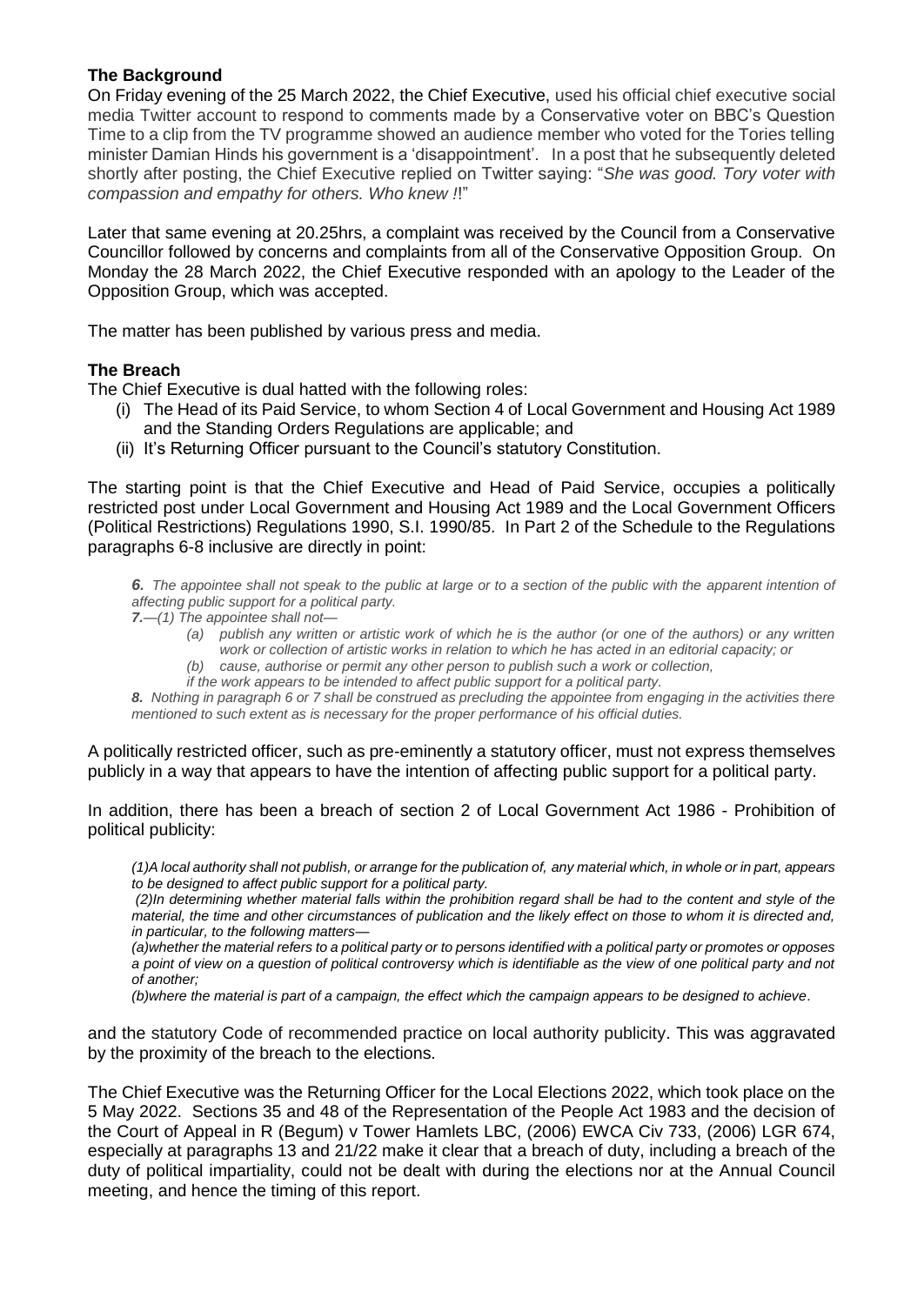### The Background

On Friday evening of the 25 March 2022, the Chief Executive, used his official chief executive social media Twitter account to respond to comments made by a Conservative voter on BBC's Question Time to a clip from the TV programme showed an audience member who voted for the Tories telling minister Damian Hinds his government is a 'disappointment'. In a post that he subsequently deleted shortly after posting, the Chief Executive replied on Twitter saying: "*She was good. Tory voter with compassion and empathy for others. Who knew !*!"

Later that same evening at 20.25hrs, a complaint was received by the Council from a Conservative Councillor followed by concerns and complaints from all of the Conservative Opposition Group. On Monday the 28 March 2022, the Chief Executive responded with an apology to the Leader of the Opposition Group, which was accepted.

The matter has been published by various press and media.

### The Breach

The Chief Executive is dual hatted with the following roles:

(i) The Head of its Paid Service, to whom Section 4 of Local Government and Housing Act 1989 and the Standing Orders Regulations are applicable; and

(ii) It's Returning Officer pursuant to the Council's statutory Constitution.

The starting point is that the Chief Executive and Head of Paid Service, occupies a politically restricted post under Local Government and Housing Act 1989 and the Local Government Officers (Political Restrictions) Regulations 1990, S.I. 1990/85. In Part 2 of the Schedule to the Regulations paragraphs 6-8 inclusive are directly in point:

> ***6.*** *The appointee shall not speak to the public at large or to a section of the public with the apparent intention of affecting public support for a political party.*
>
> ***7.****—(1) The appointee shall not—*
>
> *(a) publish any written or artistic work of which he is the author (or one of the authors) or any written work or collection of artistic works in relation to which he has acted in an editorial capacity; or*
>
> *(b) cause, authorise or permit any other person to publish such a work or collection,*
>
> *if the work appears to be intended to affect public support for a political party.*
>
> ***8.*** *Nothing in paragraph 6 or 7 shall be construed as precluding the appointee from engaging in the activities there mentioned to such extent as is necessary for the proper performance of his official duties.*

A politically restricted officer, such as pre-eminently a statutory officer, must not express themselves publicly in a way that appears to have the intention of affecting public support for a political party.

In addition, there has been a breach of section 2 of Local Government Act 1986 - Prohibition of political publicity:

> *(1)A local authority shall not publish, or arrange for the publication of, any material which, in whole or in part, appears to be designed to affect public support for a political party.*
>
> *(2)In determining whether material falls within the prohibition regard shall be had to the content and style of the material, the time and other circumstances of publication and the likely effect on those to whom it is directed and, in particular, to the following matters—*
>
> *(a)whether the material refers to a political party or to persons identified with a political party or promotes or opposes a point of view on a question of political controversy which is identifiable as the view of one political party and not of another;*
>
> *(b)where the material is part of a campaign, the effect which the campaign appears to be designed to achieve*.

and the statutory Code of recommended practice on local authority publicity. This was aggravated by the proximity of the breach to the elections.

The Chief Executive was the Returning Officer for the Local Elections 2022, which took place on the 5 May 2022. Sections 35 and 48 of the Representation of the People Act 1983 and the decision of the Court of Appeal in R (Begum) v Tower Hamlets LBC, (2006) EWCA Civ 733, (2006) LGR 674, especially at paragraphs 13 and 21/22 make it clear that a breach of duty, including a breach of the duty of political impartiality, could not be dealt with during the elections nor at the Annual Council meeting, and hence the timing of this report.